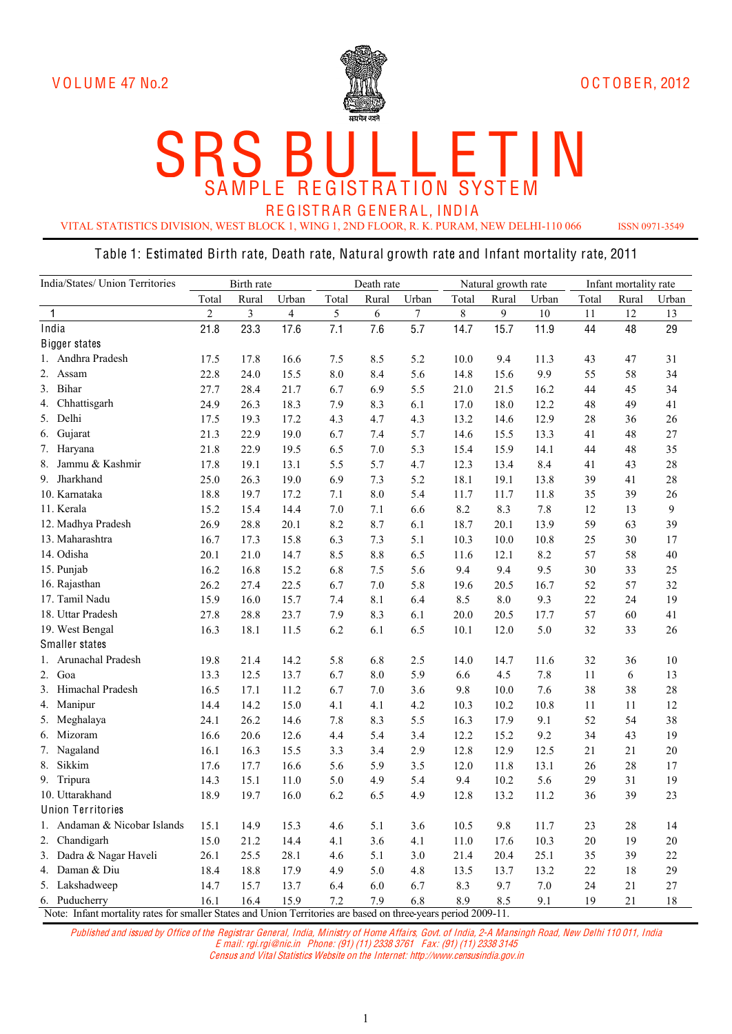VOLUME 47 No.2

OCTOBER, 2012

# SRS BULLETIN

## SAMPLE REGISTRATION SYSTEM

### REGISTRAR GENERAL, INDIA

VITAL STATISTICS DIVISION, WEST BLOCK 1, WING 1, 2ND FLOOR, R. K. PURAM, NEW DELHI-110 066

ISSN 0971-3549

### Table 1: Estimated Birth rate, Death rate, Natural growth rate and Infant mortality rate, 2011

| India/States/ Union Territories | Birth rate | | | Death rate | | | Natural growth rate | | | Infant mortality rate | | |
|---|---|---|---|---|---|---|---|---|---|---|---|---|
| | Total | Rural | Urban | Total | Rural | Urban | Total | Rural | Urban | Total | Rural | Urban |
| 1 | 2 | 3 | 4 | 5 | 6 | 7 | 8 | 9 | 10 | 11 | 12 | 13 |
| India | 21.8 | 23.3 | 17.6 | 7.1 | 7.6 | 5.7 | 14.7 | 15.7 | 11.9 | 44 | 48 | 29 |
| Bigger states | | | | | | | | | | | | |
| 1. Andhra Pradesh | 17.5 | 17.8 | 16.6 | 7.5 | 8.5 | 5.2 | 10.0 | 9.4 | 11.3 | 43 | 47 | 31 |
| 2. Assam | 22.8 | 24.0 | 15.5 | 8.0 | 8.4 | 5.6 | 14.8 | 15.6 | 9.9 | 55 | 58 | 34 |
| 3. Bihar | 27.7 | 28.4 | 21.7 | 6.7 | 6.9 | 5.5 | 21.0 | 21.5 | 16.2 | 44 | 45 | 34 |
| 4. Chhattisgarh | 24.9 | 26.3 | 18.3 | 7.9 | 8.3 | 6.1 | 17.0 | 18.0 | 12.2 | 48 | 49 | 41 |
| 5. Delhi | 17.5 | 19.3 | 17.2 | 4.3 | 4.7 | 4.3 | 13.2 | 14.6 | 12.9 | 28 | 36 | 26 |
| 6. Gujarat | 21.3 | 22.9 | 19.0 | 6.7 | 7.4 | 5.7 | 14.6 | 15.5 | 13.3 | 41 | 48 | 27 |
| 7. Haryana | 21.8 | 22.9 | 19.5 | 6.5 | 7.0 | 5.3 | 15.4 | 15.9 | 14.1 | 44 | 48 | 35 |
| 8. Jammu & Kashmir | 17.8 | 19.1 | 13.1 | 5.5 | 5.7 | 4.7 | 12.3 | 13.4 | 8.4 | 41 | 43 | 28 |
| 9. Jharkhand | 25.0 | 26.3 | 19.0 | 6.9 | 7.3 | 5.2 | 18.1 | 19.1 | 13.8 | 39 | 41 | 28 |
| 10. Karnataka | 18.8 | 19.7 | 17.2 | 7.1 | 8.0 | 5.4 | 11.7 | 11.7 | 11.8 | 35 | 39 | 26 |
| 11. Kerala | 15.2 | 15.4 | 14.4 | 7.0 | 7.1 | 6.6 | 8.2 | 8.3 | 7.8 | 12 | 13 | 9 |
| 12. Madhya Pradesh | 26.9 | 28.8 | 20.1 | 8.2 | 8.7 | 6.1 | 18.7 | 20.1 | 13.9 | 59 | 63 | 39 |
| 13. Maharashtra | 16.7 | 17.3 | 15.8 | 6.3 | 7.3 | 5.1 | 10.3 | 10.0 | 10.8 | 25 | 30 | 17 |
| 14. Odisha | 20.1 | 21.0 | 14.7 | 8.5 | 8.8 | 6.5 | 11.6 | 12.1 | 8.2 | 57 | 58 | 40 |
| 15. Punjab | 16.2 | 16.8 | 15.2 | 6.8 | 7.5 | 5.6 | 9.4 | 9.4 | 9.5 | 30 | 33 | 25 |
| 16. Rajasthan | 26.2 | 27.4 | 22.5 | 6.7 | 7.0 | 5.8 | 19.6 | 20.5 | 16.7 | 52 | 57 | 32 |
| 17. Tamil Nadu | 15.9 | 16.0 | 15.7 | 7.4 | 8.1 | 6.4 | 8.5 | 8.0 | 9.3 | 22 | 24 | 19 |
| 18. Uttar Pradesh | 27.8 | 28.8 | 23.7 | 7.9 | 8.3 | 6.1 | 20.0 | 20.5 | 17.7 | 57 | 60 | 41 |
| 19. West Bengal | 16.3 | 18.1 | 11.5 | 6.2 | 6.1 | 6.5 | 10.1 | 12.0 | 5.0 | 32 | 33 | 26 |
| Smaller states | | | | | | | | | | | | |
| 1. Arunachal Pradesh | 19.8 | 21.4 | 14.2 | 5.8 | 6.8 | 2.5 | 14.0 | 14.7 | 11.6 | 32 | 36 | 10 |
| 2. Goa | 13.3 | 12.5 | 13.7 | 6.7 | 8.0 | 5.9 | 6.6 | 4.5 | 7.8 | 11 | 6 | 13 |
| 3. Himachal Pradesh | 16.5 | 17.1 | 11.2 | 6.7 | 7.0 | 3.6 | 9.8 | 10.0 | 7.6 | 38 | 38 | 28 |
| 4. Manipur | 14.4 | 14.2 | 15.0 | 4.1 | 4.1 | 4.2 | 10.3 | 10.2 | 10.8 | 11 | 11 | 12 |
| 5. Meghalaya | 24.1 | 26.2 | 14.6 | 7.8 | 8.3 | 5.5 | 16.3 | 17.9 | 9.1 | 52 | 54 | 38 |
| 6. Mizoram | 16.6 | 20.6 | 12.6 | 4.4 | 5.4 | 3.4 | 12.2 | 15.2 | 9.2 | 34 | 43 | 19 |
| 7. Nagaland | 16.1 | 16.3 | 15.5 | 3.3 | 3.4 | 2.9 | 12.8 | 12.9 | 12.5 | 21 | 21 | 20 |
| 8. Sikkim | 17.6 | 17.7 | 16.6 | 5.6 | 5.9 | 3.5 | 12.0 | 11.8 | 13.1 | 26 | 28 | 17 |
| 9. Tripura | 14.3 | 15.1 | 11.0 | 5.0 | 4.9 | 5.4 | 9.4 | 10.2 | 5.6 | 29 | 31 | 19 |
| 10. Uttarakhand | 18.9 | 19.7 | 16.0 | 6.2 | 6.5 | 4.9 | 12.8 | 13.2 | 11.2 | 36 | 39 | 23 |
| Union Territories | | | | | | | | | | | | |
| 1. Andaman & Nicobar Islands | 15.1 | 14.9 | 15.3 | 4.6 | 5.1 | 3.6 | 10.5 | 9.8 | 11.7 | 23 | 28 | 14 |
| 2. Chandigarh | 15.0 | 21.2 | 14.4 | 4.1 | 3.6 | 4.1 | 11.0 | 17.6 | 10.3 | 20 | 19 | 20 |
| 3. Dadra & Nagar Haveli | 26.1 | 25.5 | 28.1 | 4.6 | 5.1 | 3.0 | 21.4 | 20.4 | 25.1 | 35 | 39 | 22 |
| 4. Daman & Diu | 18.4 | 18.8 | 17.9 | 4.9 | 5.0 | 4.8 | 13.5 | 13.7 | 13.2 | 22 | 18 | 29 |
| 5. Lakshadweep | 14.7 | 15.7 | 13.7 | 6.4 | 6.0 | 6.7 | 8.3 | 9.7 | 7.0 | 24 | 21 | 27 |
| 6. Puducherry | 16.1 | 16.4 | 15.9 | 7.2 | 7.9 | 6.8 | 8.9 | 8.5 | 9.1 | 19 | 21 | 18 |

Note: Infant mortality rates for smaller States and Union Territories are based on three-years period 2009-11.

*Published and issued by Office of the Registrar General, India, Ministry of Home Affairs, Govt. of India, 2-A Mansingh Road, New Delhi 110 011, India*
*E mail: rgi.rgi@nic.in Phone: (91) (11) 2338 3761 Fax: (91) (11) 2338 3145*
*Census and Vital Statistics Website on the Internet: http://www.censusindia.gov.in*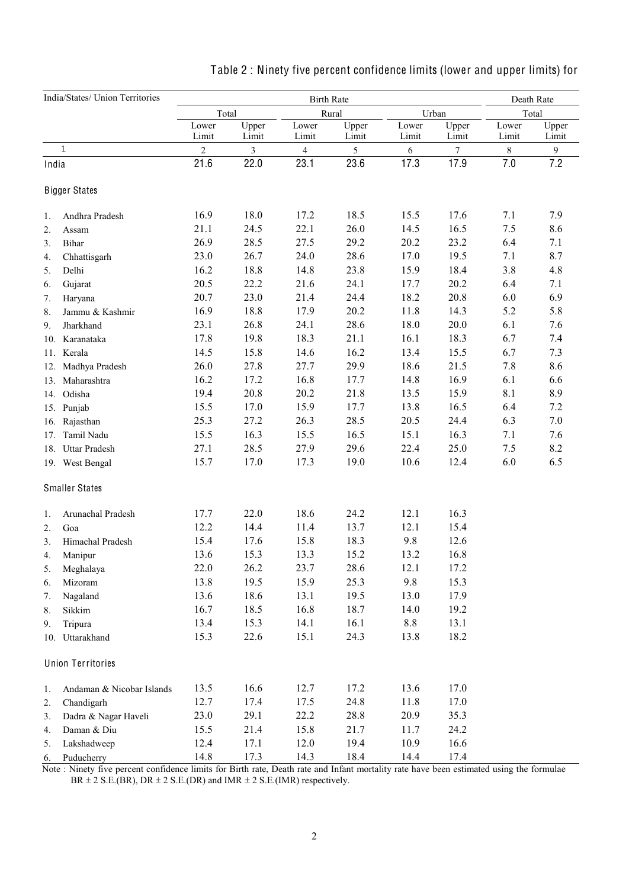## Table 2 : Ninety five percent confidence limits (lower and upper limits) for

| India/States/ Union Territories | Birth Rate | | | | | | Death Rate | |
|---|---|---|---|---|---|---|---|---|
| | Total | | Rural | | Urban | | Total | |
| | Lower Limit | Upper Limit | Lower Limit | Upper Limit | Lower Limit | Upper Limit | Lower Limit | Upper Limit |
| 1 | 2 | 3 | 4 | 5 | 6 | 7 | 8 | 9 |
| India | 21.6 | 22.0 | 23.1 | 23.6 | 17.3 | 17.9 | 7.0 | 7.2 |
| **Bigger States** | | | | | | | | |
| 1. Andhra Pradesh | 16.9 | 18.0 | 17.2 | 18.5 | 15.5 | 17.6 | 7.1 | 7.9 |
| 2. Assam | 21.1 | 24.5 | 22.1 | 26.0 | 14.5 | 16.5 | 7.5 | 8.6 |
| 3. Bihar | 26.9 | 28.5 | 27.5 | 29.2 | 20.2 | 23.2 | 6.4 | 7.1 |
| 4. Chhattisgarh | 23.0 | 26.7 | 24.0 | 28.6 | 17.0 | 19.5 | 7.1 | 8.7 |
| 5. Delhi | 16.2 | 18.8 | 14.8 | 23.8 | 15.9 | 18.4 | 3.8 | 4.8 |
| 6. Gujarat | 20.5 | 22.2 | 21.6 | 24.1 | 17.7 | 20.2 | 6.4 | 7.1 |
| 7. Haryana | 20.7 | 23.0 | 21.4 | 24.4 | 18.2 | 20.8 | 6.0 | 6.9 |
| 8. Jammu & Kashmir | 16.9 | 18.8 | 17.9 | 20.2 | 11.8 | 14.3 | 5.2 | 5.8 |
| 9. Jharkhand | 23.1 | 26.8 | 24.1 | 28.6 | 18.0 | 20.0 | 6.1 | 7.6 |
| 10. Karanataka | 17.8 | 19.8 | 18.3 | 21.1 | 16.1 | 18.3 | 6.7 | 7.4 |
| 11. Kerala | 14.5 | 15.8 | 14.6 | 16.2 | 13.4 | 15.5 | 6.7 | 7.3 |
| 12. Madhya Pradesh | 26.0 | 27.8 | 27.7 | 29.9 | 18.6 | 21.5 | 7.8 | 8.6 |
| 13. Maharashtra | 16.2 | 17.2 | 16.8 | 17.7 | 14.8 | 16.9 | 6.1 | 6.6 |
| 14. Odisha | 19.4 | 20.8 | 20.2 | 21.8 | 13.5 | 15.9 | 8.1 | 8.9 |
| 15. Punjab | 15.5 | 17.0 | 15.9 | 17.7 | 13.8 | 16.5 | 6.4 | 7.2 |
| 16. Rajasthan | 25.3 | 27.2 | 26.3 | 28.5 | 20.5 | 24.4 | 6.3 | 7.0 |
| 17. Tamil Nadu | 15.5 | 16.3 | 15.5 | 16.5 | 15.1 | 16.3 | 7.1 | 7.6 |
| 18. Uttar Pradesh | 27.1 | 28.5 | 27.9 | 29.6 | 22.4 | 25.0 | 7.5 | 8.2 |
| 19. West Bengal | 15.7 | 17.0 | 17.3 | 19.0 | 10.6 | 12.4 | 6.0 | 6.5 |
| **Smaller States** | | | | | | | | |
| 1. Arunachal Pradesh | 17.7 | 22.0 | 18.6 | 24.2 | 12.1 | 16.3 | | |
| 2. Goa | 12.2 | 14.4 | 11.4 | 13.7 | 12.1 | 15.4 | | |
| 3. Himachal Pradesh | 15.4 | 17.6 | 15.8 | 18.3 | 9.8 | 12.6 | | |
| 4. Manipur | 13.6 | 15.3 | 13.3 | 15.2 | 13.2 | 16.8 | | |
| 5. Meghalaya | 22.0 | 26.2 | 23.7 | 28.6 | 12.1 | 17.2 | | |
| 6. Mizoram | 13.8 | 19.5 | 15.9 | 25.3 | 9.8 | 15.3 | | |
| 7. Nagaland | 13.6 | 18.6 | 13.1 | 19.5 | 13.0 | 17.9 | | |
| 8. Sikkim | 16.7 | 18.5 | 16.8 | 18.7 | 14.0 | 19.2 | | |
| 9. Tripura | 13.4 | 15.3 | 14.1 | 16.1 | 8.8 | 13.1 | | |
| 10. Uttarakhand | 15.3 | 22.6 | 15.1 | 24.3 | 13.8 | 18.2 | | |
| **Union Territories** | | | | | | | | |
| 1. Andaman & Nicobar Islands | 13.5 | 16.6 | 12.7 | 17.2 | 13.6 | 17.0 | | |
| 2. Chandigarh | 12.7 | 17.4 | 17.5 | 24.8 | 11.8 | 17.0 | | |
| 3. Dadra & Nagar Haveli | 23.0 | 29.1 | 22.2 | 28.8 | 20.9 | 35.3 | | |
| 4. Daman & Diu | 15.5 | 21.4 | 15.8 | 21.7 | 11.7 | 24.2 | | |
| 5. Lakshadweep | 12.4 | 17.1 | 12.0 | 19.4 | 10.9 | 16.6 | | |
| 6. Puducherry | 14.8 | 17.3 | 14.3 | 18.4 | 14.4 | 17.4 | | |

Note : Ninety five percent confidence limits for Birth rate, Death rate and Infant mortality rate have been estimated using the formulae BR ± 2 S.E.(BR), DR ± 2 S.E.(DR) and IMR ± 2 S.E.(IMR) respectively.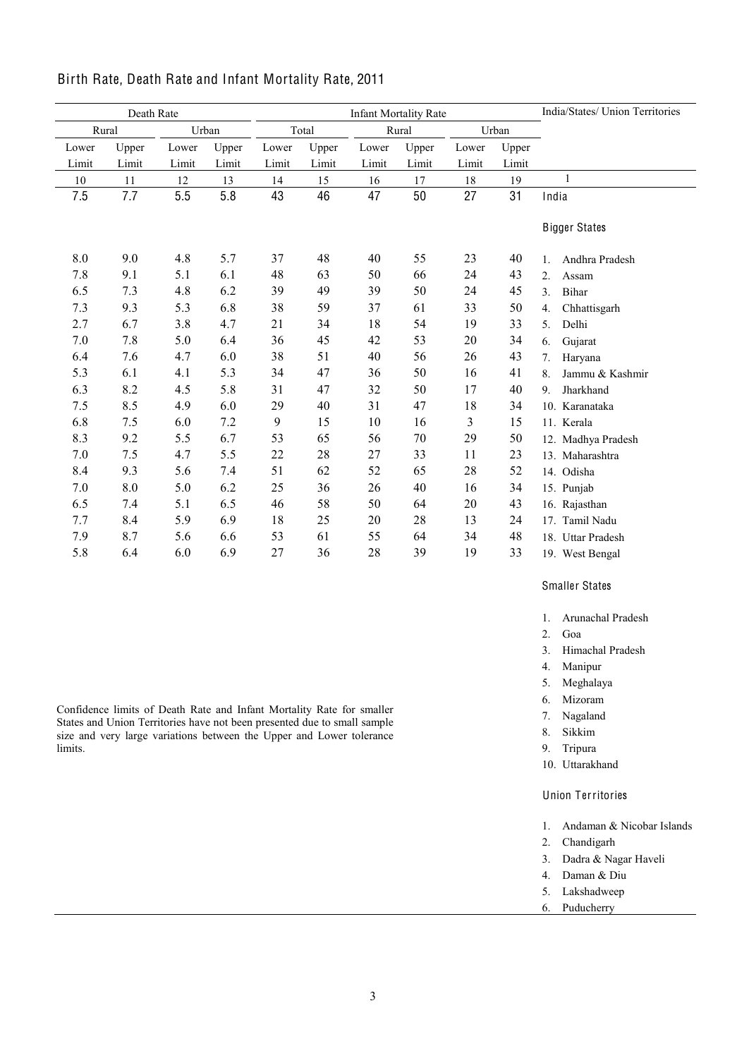## Birth Rate, Death Rate and Infant Mortality Rate, 2011

| Death Rate | | | | Infant Mortality Rate | | | | | | India/States/ Union Territories |
|---|---|---|---|---|---|---|---|---|---|---|
| Rural | | Urban | | Total | | Rural | | Urban | | |
| Lower Limit | Upper Limit | Lower Limit | Upper Limit | Lower Limit | Upper Limit | Lower Limit | Upper Limit | Lower Limit | Upper Limit | |
| 10 | 11 | 12 | 13 | 14 | 15 | 16 | 17 | 18 | 19 | 1 |
| 7.5 | 7.7 | 5.5 | 5.8 | 43 | 46 | 47 | 50 | 27 | 31 | India |
| | | | | | | | | | | **Bigger States** |
| 8.0 | 9.0 | 4.8 | 5.7 | 37 | 48 | 40 | 55 | 23 | 40 | 1. Andhra Pradesh |
| 7.8 | 9.1 | 5.1 | 6.1 | 48 | 63 | 50 | 66 | 24 | 43 | 2. Assam |
| 6.5 | 7.3 | 4.8 | 6.2 | 39 | 49 | 39 | 50 | 24 | 45 | 3. Bihar |
| 7.3 | 9.3 | 5.3 | 6.8 | 38 | 59 | 37 | 61 | 33 | 50 | 4. Chhattisgarh |
| 2.7 | 6.7 | 3.8 | 4.7 | 21 | 34 | 18 | 54 | 19 | 33 | 5. Delhi |
| 7.0 | 7.8 | 5.0 | 6.4 | 36 | 45 | 42 | 53 | 20 | 34 | 6. Gujarat |
| 6.4 | 7.6 | 4.7 | 6.0 | 38 | 51 | 40 | 56 | 26 | 43 | 7. Haryana |
| 5.3 | 6.1 | 4.1 | 5.3 | 34 | 47 | 36 | 50 | 16 | 41 | 8. Jammu & Kashmir |
| 6.3 | 8.2 | 4.5 | 5.8 | 31 | 47 | 32 | 50 | 17 | 40 | 9. Jharkhand |
| 7.5 | 8.5 | 4.9 | 6.0 | 29 | 40 | 31 | 47 | 18 | 34 | 10. Karanataka |
| 6.8 | 7.5 | 6.0 | 7.2 | 9 | 15 | 10 | 16 | 3 | 15 | 11. Kerala |
| 8.3 | 9.2 | 5.5 | 6.7 | 53 | 65 | 56 | 70 | 29 | 50 | 12. Madhya Pradesh |
| 7.0 | 7.5 | 4.7 | 5.5 | 22 | 28 | 27 | 33 | 11 | 23 | 13. Maharashtra |
| 8.4 | 9.3 | 5.6 | 7.4 | 51 | 62 | 52 | 65 | 28 | 52 | 14. Odisha |
| 7.0 | 8.0 | 5.0 | 6.2 | 25 | 36 | 26 | 40 | 16 | 34 | 15. Punjab |
| 6.5 | 7.4 | 5.1 | 6.5 | 46 | 58 | 50 | 64 | 20 | 43 | 16. Rajasthan |
| 7.7 | 8.4 | 5.9 | 6.9 | 18 | 25 | 20 | 28 | 13 | 24 | 17. Tamil Nadu |
| 7.9 | 8.7 | 5.6 | 6.6 | 53 | 61 | 55 | 64 | 34 | 48 | 18. Uttar Pradesh |
| 5.8 | 6.4 | 6.0 | 6.9 | 27 | 36 | 28 | 39 | 19 | 33 | 19. West Bengal |
| | | | | | | | | | | **Smaller States** |
| | | | | | | | | | | 1. Arunachal Pradesh |
| | | | | | | | | | | 2. Goa |
| | | | | | | | | | | 3. Himachal Pradesh |
| | | | | | | | | | | 4. Manipur |
| | | | | | | | | | | 5. Meghalaya |
| | | | | | | | | | | 6. Mizoram |
| | | | | | | | | | | 7. Nagaland |
| | | | | | | | | | | 8. Sikkim |
| | | | | | | | | | | 9. Tripura |
| | | | | | | | | | | 10. Uttarakhand |
| | | | | | | | | | | **Union Territories** |
| | | | | | | | | | | 1. Andaman & Nicobar Islands |
| | | | | | | | | | | 2. Chandigarh |
| | | | | | | | | | | 3. Dadra & Nagar Haveli |
| | | | | | | | | | | 4. Daman & Diu |
| | | | | | | | | | | 5. Lakshadweep |
| | | | | | | | | | | 6. Puducherry |

Confidence limits of Death Rate and Infant Mortality Rate for smaller States and Union Territories have not been presented due to small sample size and very large variations between the Upper and Lower tolerance limits.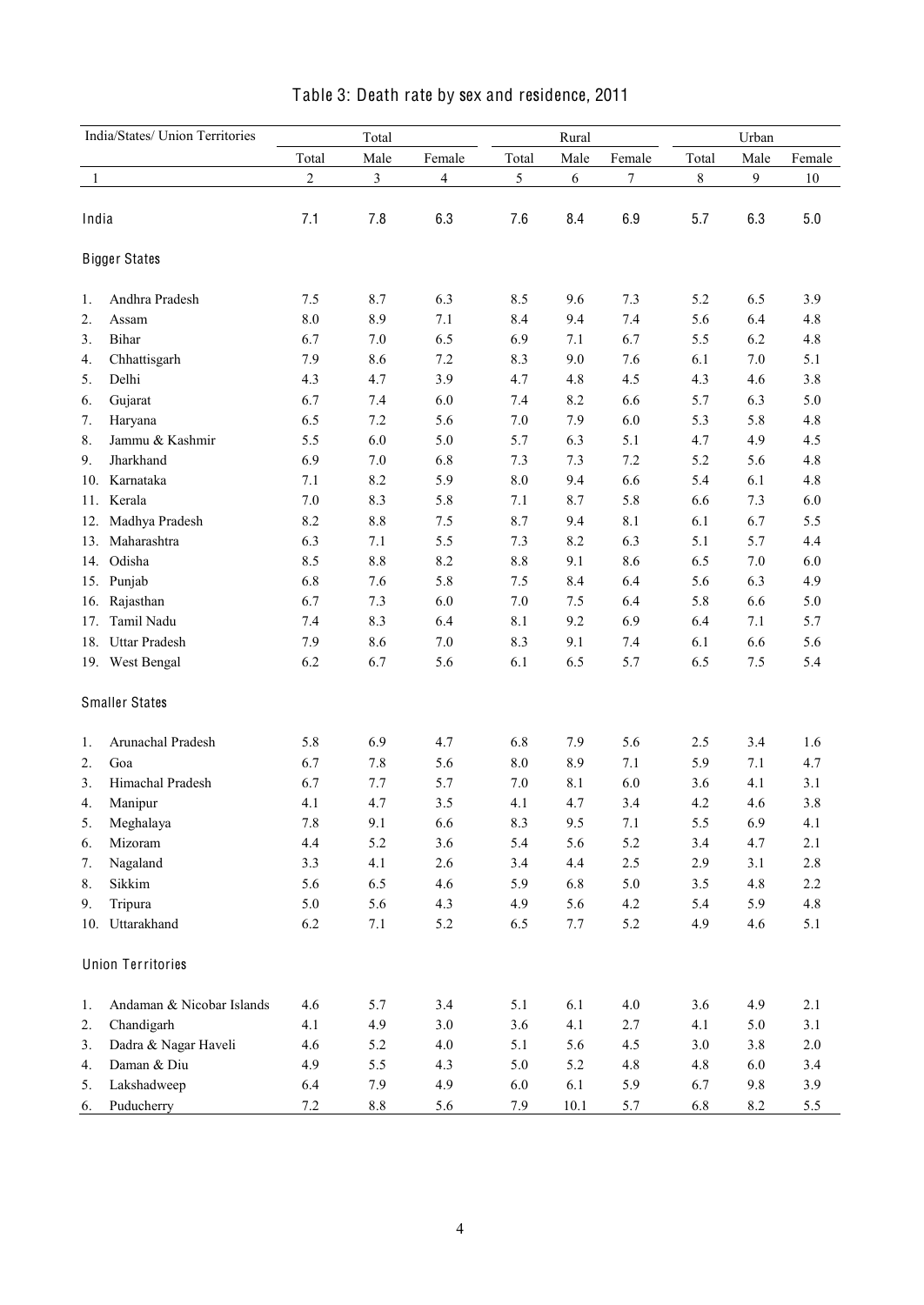# Table 3: Death rate by sex and residence, 2011

| India/States/ Union Territories | Total | | | Rural | | | Urban | | |
|---|---|---|---|---|---|---|---|---|---|
| | Total | Male | Female | Total | Male | Female | Total | Male | Female |
| 1 | 2 | 3 | 4 | 5 | 6 | 7 | 8 | 9 | 10 |
| India | 7.1 | 7.8 | 6.3 | 7.6 | 8.4 | 6.9 | 5.7 | 6.3 | 5.0 |
| **Bigger States** | | | | | | | | | |
| 1. Andhra Pradesh | 7.5 | 8.7 | 6.3 | 8.5 | 9.6 | 7.3 | 5.2 | 6.5 | 3.9 |
| 2. Assam | 8.0 | 8.9 | 7.1 | 8.4 | 9.4 | 7.4 | 5.6 | 6.4 | 4.8 |
| 3. Bihar | 6.7 | 7.0 | 6.5 | 6.9 | 7.1 | 6.7 | 5.5 | 6.2 | 4.8 |
| 4. Chhattisgarh | 7.9 | 8.6 | 7.2 | 8.3 | 9.0 | 7.6 | 6.1 | 7.0 | 5.1 |
| 5. Delhi | 4.3 | 4.7 | 3.9 | 4.7 | 4.8 | 4.5 | 4.3 | 4.6 | 3.8 |
| 6. Gujarat | 6.7 | 7.4 | 6.0 | 7.4 | 8.2 | 6.6 | 5.7 | 6.3 | 5.0 |
| 7. Haryana | 6.5 | 7.2 | 5.6 | 7.0 | 7.9 | 6.0 | 5.3 | 5.8 | 4.8 |
| 8. Jammu & Kashmir | 5.5 | 6.0 | 5.0 | 5.7 | 6.3 | 5.1 | 4.7 | 4.9 | 4.5 |
| 9. Jharkhand | 6.9 | 7.0 | 6.8 | 7.3 | 7.3 | 7.2 | 5.2 | 5.6 | 4.8 |
| 10. Karnataka | 7.1 | 8.2 | 5.9 | 8.0 | 9.4 | 6.6 | 5.4 | 6.1 | 4.8 |
| 11. Kerala | 7.0 | 8.3 | 5.8 | 7.1 | 8.7 | 5.8 | 6.6 | 7.3 | 6.0 |
| 12. Madhya Pradesh | 8.2 | 8.8 | 7.5 | 8.7 | 9.4 | 8.1 | 6.1 | 6.7 | 5.5 |
| 13. Maharashtra | 6.3 | 7.1 | 5.5 | 7.3 | 8.2 | 6.3 | 5.1 | 5.7 | 4.4 |
| 14. Odisha | 8.5 | 8.8 | 8.2 | 8.8 | 9.1 | 8.6 | 6.5 | 7.0 | 6.0 |
| 15. Punjab | 6.8 | 7.6 | 5.8 | 7.5 | 8.4 | 6.4 | 5.6 | 6.3 | 4.9 |
| 16. Rajasthan | 6.7 | 7.3 | 6.0 | 7.0 | 7.5 | 6.4 | 5.8 | 6.6 | 5.0 |
| 17. Tamil Nadu | 7.4 | 8.3 | 6.4 | 8.1 | 9.2 | 6.9 | 6.4 | 7.1 | 5.7 |
| 18. Uttar Pradesh | 7.9 | 8.6 | 7.0 | 8.3 | 9.1 | 7.4 | 6.1 | 6.6 | 5.6 |
| 19. West Bengal | 6.2 | 6.7 | 5.6 | 6.1 | 6.5 | 5.7 | 6.5 | 7.5 | 5.4 |
| **Smaller States** | | | | | | | | | |
| 1. Arunachal Pradesh | 5.8 | 6.9 | 4.7 | 6.8 | 7.9 | 5.6 | 2.5 | 3.4 | 1.6 |
| 2. Goa | 6.7 | 7.8 | 5.6 | 8.0 | 8.9 | 7.1 | 5.9 | 7.1 | 4.7 |
| 3. Himachal Pradesh | 6.7 | 7.7 | 5.7 | 7.0 | 8.1 | 6.0 | 3.6 | 4.1 | 3.1 |
| 4. Manipur | 4.1 | 4.7 | 3.5 | 4.1 | 4.7 | 3.4 | 4.2 | 4.6 | 3.8 |
| 5. Meghalaya | 7.8 | 9.1 | 6.6 | 8.3 | 9.5 | 7.1 | 5.5 | 6.9 | 4.1 |
| 6. Mizoram | 4.4 | 5.2 | 3.6 | 5.4 | 5.6 | 5.2 | 3.4 | 4.7 | 2.1 |
| 7. Nagaland | 3.3 | 4.1 | 2.6 | 3.4 | 4.4 | 2.5 | 2.9 | 3.1 | 2.8 |
| 8. Sikkim | 5.6 | 6.5 | 4.6 | 5.9 | 6.8 | 5.0 | 3.5 | 4.8 | 2.2 |
| 9. Tripura | 5.0 | 5.6 | 4.3 | 4.9 | 5.6 | 4.2 | 5.4 | 5.9 | 4.8 |
| 10. Uttarakhand | 6.2 | 7.1 | 5.2 | 6.5 | 7.7 | 5.2 | 4.9 | 4.6 | 5.1 |
| **Union Territories** | | | | | | | | | |
| 1. Andaman & Nicobar Islands | 4.6 | 5.7 | 3.4 | 5.1 | 6.1 | 4.0 | 3.6 | 4.9 | 2.1 |
| 2. Chandigarh | 4.1 | 4.9 | 3.0 | 3.6 | 4.1 | 2.7 | 4.1 | 5.0 | 3.1 |
| 3. Dadra & Nagar Haveli | 4.6 | 5.2 | 4.0 | 5.1 | 5.6 | 4.5 | 3.0 | 3.8 | 2.0 |
| 4. Daman & Diu | 4.9 | 5.5 | 4.3 | 5.0 | 5.2 | 4.8 | 4.8 | 6.0 | 3.4 |
| 5. Lakshadweep | 6.4 | 7.9 | 4.9 | 6.0 | 6.1 | 5.9 | 6.7 | 9.8 | 3.9 |
| 6. Puducherry | 7.2 | 8.8 | 5.6 | 7.9 | 10.1 | 5.7 | 6.8 | 8.2 | 5.5 |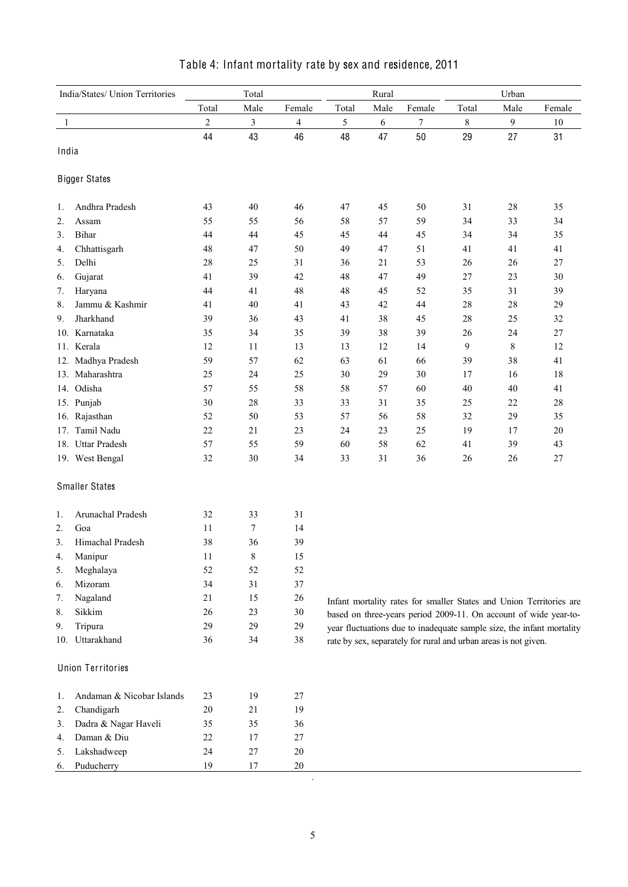## Table 4: Infant mortality rate by sex and residence, 2011

| India/States/ Union Territories | Total | | | Rural | | | Urban | | |
|---|---|---|---|---|---|---|---|---|---|
| | Total | Male | Female | Total | Male | Female | Total | Male | Female |
| 1 | 2 | 3 | 4 | 5 | 6 | 7 | 8 | 9 | 10 |
| India | 44 | 43 | 46 | 48 | 47 | 50 | 29 | 27 | 31 |
| **Bigger States** | | | | | | | | | |
| 1. Andhra Pradesh | 43 | 40 | 46 | 47 | 45 | 50 | 31 | 28 | 35 |
| 2. Assam | 55 | 55 | 56 | 58 | 57 | 59 | 34 | 33 | 34 |
| 3. Bihar | 44 | 44 | 45 | 45 | 44 | 45 | 34 | 34 | 35 |
| 4. Chhattisgarh | 48 | 47 | 50 | 49 | 47 | 51 | 41 | 41 | 41 |
| 5. Delhi | 28 | 25 | 31 | 36 | 21 | 53 | 26 | 26 | 27 |
| 6. Gujarat | 41 | 39 | 42 | 48 | 47 | 49 | 27 | 23 | 30 |
| 7. Haryana | 44 | 41 | 48 | 48 | 45 | 52 | 35 | 31 | 39 |
| 8. Jammu & Kashmir | 41 | 40 | 41 | 43 | 42 | 44 | 28 | 28 | 29 |
| 9. Jharkhand | 39 | 36 | 43 | 41 | 38 | 45 | 28 | 25 | 32 |
| 10. Karnataka | 35 | 34 | 35 | 39 | 38 | 39 | 26 | 24 | 27 |
| 11. Kerala | 12 | 11 | 13 | 13 | 12 | 14 | 9 | 8 | 12 |
| 12. Madhya Pradesh | 59 | 57 | 62 | 63 | 61 | 66 | 39 | 38 | 41 |
| 13. Maharashtra | 25 | 24 | 25 | 30 | 29 | 30 | 17 | 16 | 18 |
| 14. Odisha | 57 | 55 | 58 | 58 | 57 | 60 | 40 | 40 | 41 |
| 15. Punjab | 30 | 28 | 33 | 33 | 31 | 35 | 25 | 22 | 28 |
| 16. Rajasthan | 52 | 50 | 53 | 57 | 56 | 58 | 32 | 29 | 35 |
| 17. Tamil Nadu | 22 | 21 | 23 | 24 | 23 | 25 | 19 | 17 | 20 |
| 18. Uttar Pradesh | 57 | 55 | 59 | 60 | 58 | 62 | 41 | 39 | 43 |
| 19. West Bengal | 32 | 30 | 34 | 33 | 31 | 36 | 26 | 26 | 27 |
| **Smaller States** | | | | | | | | | |
| 1. Arunachal Pradesh | 32 | 33 | 31 | | | | | | |
| 2. Goa | 11 | 7 | 14 | | | | | | |
| 3. Himachal Pradesh | 38 | 36 | 39 | | | | | | |
| 4. Manipur | 11 | 8 | 15 | | | | | | |
| 5. Meghalaya | 52 | 52 | 52 | | | | | | |
| 6. Mizoram | 34 | 31 | 37 | | | | | | |
| 7. Nagaland | 21 | 15 | 26 | | | | | | |
| 8. Sikkim | 26 | 23 | 30 | | | | | | |
| 9. Tripura | 29 | 29 | 29 | | | | | | |
| 10. Uttarakhand | 36 | 34 | 38 | | | | | | |
| **Union Territories** | | | | | | | | | |
| 1. Andaman & Nicobar Islands | 23 | 19 | 27 | | | | | | |
| 2. Chandigarh | 20 | 21 | 19 | | | | | | |
| 3. Dadra & Nagar Haveli | 35 | 35 | 36 | | | | | | |
| 4. Daman & Diu | 22 | 17 | 27 | | | | | | |
| 5. Lakshadweep | 24 | 27 | 20 | | | | | | |
| 6. Puducherry | 19 | 17 | 20 | | | | | | |

Infant mortality rates for smaller States and Union Territories are based on three-years period 2009-11. On account of wide year-to-year fluctuations due to inadequate sample size, the infant mortality rate by sex, separately for rural and urban areas is not given.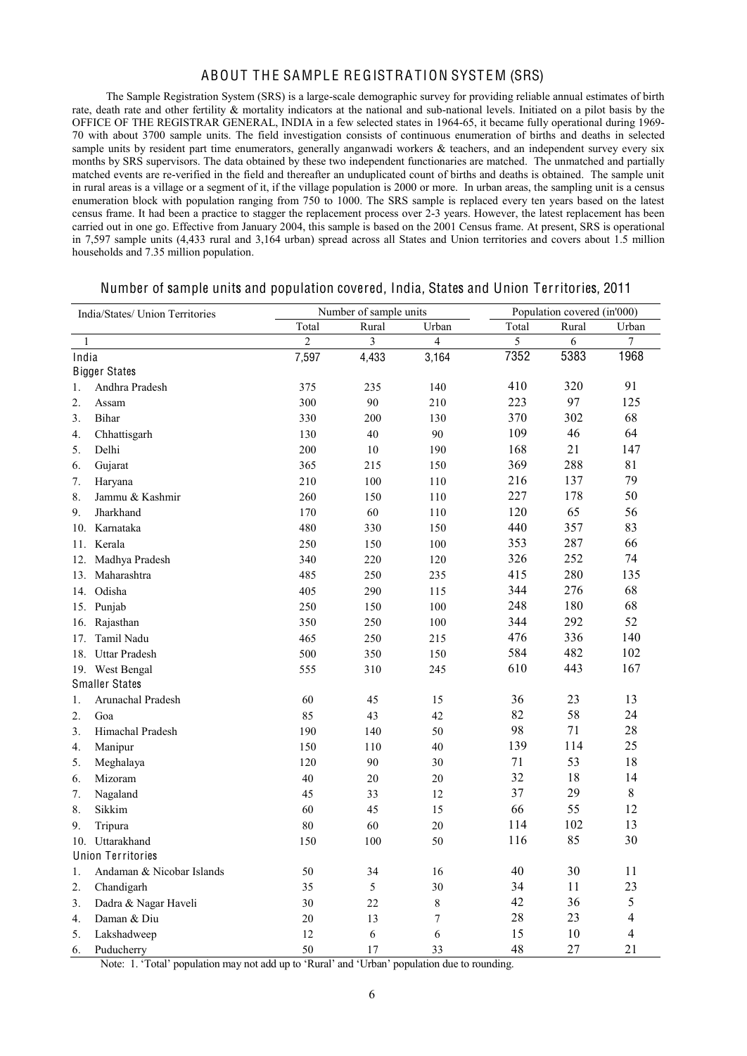## ABOUT THE SAMPLE REGISTRATION SYSTEM (SRS)

The Sample Registration System (SRS) is a large-scale demographic survey for providing reliable annual estimates of birth rate, death rate and other fertility & mortality indicators at the national and sub-national levels. Initiated on a pilot basis by the OFFICE OF THE REGISTRAR GENERAL, INDIA in a few selected states in 1964-65, it became fully operational during 1969-70 with about 3700 sample units. The field investigation consists of continuous enumeration of births and deaths in selected sample units by resident part time enumerators, generally anganwadi workers & teachers, and an independent survey every six months by SRS supervisors. The data obtained by these two independent functionaries are matched. The unmatched and partially matched events are re-verified in the field and thereafter an unduplicated count of births and deaths is obtained. The sample unit in rural areas is a village or a segment of it, if the village population is 2000 or more. In urban areas, the sampling unit is a census enumeration block with population ranging from 750 to 1000. The SRS sample is replaced every ten years based on the latest census frame. It had been a practice to stagger the replacement process over 2-3 years. However, the latest replacement has been carried out in one go. Effective from January 2004, this sample is based on the 2001 Census frame. At present, SRS is operational in 7,597 sample units (4,433 rural and 3,164 urban) spread across all States and Union territories and covers about 1.5 million households and 7.35 million population.

### Number of sample units and population covered, India, States and Union Territories, 2011

| India/States/ Union Territories | Number of sample units | | | Population covered (in'000) | | |
|---|---|---|---|---|---|---|
| | Total | Rural | Urban | Total | Rural | Urban |
| 1 | 2 | 3 | 4 | 5 | 6 | 7 |
| **India** | 7,597 | 4,433 | 3,164 | 7352 | 5383 | 1968 |
| **Bigger States** | | | | | | |
| 1. Andhra Pradesh | 375 | 235 | 140 | 410 | 320 | 91 |
| 2. Assam | 300 | 90 | 210 | 223 | 97 | 125 |
| 3. Bihar | 330 | 200 | 130 | 370 | 302 | 68 |
| 4. Chhattisgarh | 130 | 40 | 90 | 109 | 46 | 64 |
| 5. Delhi | 200 | 10 | 190 | 168 | 21 | 147 |
| 6. Gujarat | 365 | 215 | 150 | 369 | 288 | 81 |
| 7. Haryana | 210 | 100 | 110 | 216 | 137 | 79 |
| 8. Jammu & Kashmir | 260 | 150 | 110 | 227 | 178 | 50 |
| 9. Jharkhand | 170 | 60 | 110 | 120 | 65 | 56 |
| 10. Karnataka | 480 | 330 | 150 | 440 | 357 | 83 |
| 11. Kerala | 250 | 150 | 100 | 353 | 287 | 66 |
| 12. Madhya Pradesh | 340 | 220 | 120 | 326 | 252 | 74 |
| 13. Maharashtra | 485 | 250 | 235 | 415 | 280 | 135 |
| 14. Odisha | 405 | 290 | 115 | 344 | 276 | 68 |
| 15. Punjab | 250 | 150 | 100 | 248 | 180 | 68 |
| 16. Rajasthan | 350 | 250 | 100 | 344 | 292 | 52 |
| 17. Tamil Nadu | 465 | 250 | 215 | 476 | 336 | 140 |
| 18. Uttar Pradesh | 500 | 350 | 150 | 584 | 482 | 102 |
| 19. West Bengal | 555 | 310 | 245 | 610 | 443 | 167 |
| **Smaller States** | | | | | | |
| 1. Arunachal Pradesh | 60 | 45 | 15 | 36 | 23 | 13 |
| 2. Goa | 85 | 43 | 42 | 82 | 58 | 24 |
| 3. Himachal Pradesh | 190 | 140 | 50 | 98 | 71 | 28 |
| 4. Manipur | 150 | 110 | 40 | 139 | 114 | 25 |
| 5. Meghalaya | 120 | 90 | 30 | 71 | 53 | 18 |
| 6. Mizoram | 40 | 20 | 20 | 32 | 18 | 14 |
| 7. Nagaland | 45 | 33 | 12 | 37 | 29 | 8 |
| 8. Sikkim | 60 | 45 | 15 | 66 | 55 | 12 |
| 9. Tripura | 80 | 60 | 20 | 114 | 102 | 13 |
| 10. Uttarakhand | 150 | 100 | 50 | 116 | 85 | 30 |
| **Union Territories** | | | | | | |
| 1. Andaman & Nicobar Islands | 50 | 34 | 16 | 40 | 30 | 11 |
| 2. Chandigarh | 35 | 5 | 30 | 34 | 11 | 23 |
| 3. Dadra & Nagar Haveli | 30 | 22 | 8 | 42 | 36 | 5 |
| 4. Daman & Diu | 20 | 13 | 7 | 28 | 23 | 4 |
| 5. Lakshadweep | 12 | 6 | 6 | 15 | 10 | 4 |
| 6. Puducherry | 50 | 17 | 33 | 48 | 27 | 21 |

Note: 1. 'Total' population may not add up to 'Rural' and 'Urban' population due to rounding.